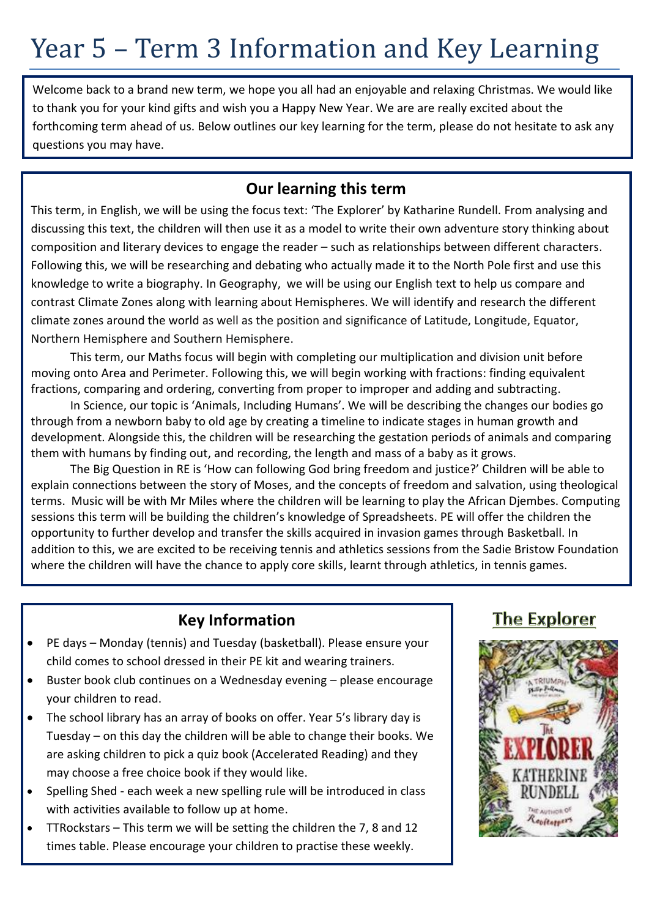# Year 5 – Term 3 Information and Key Learning

Welcome back to a brand new term, we hope you all had an enjoyable and relaxing Christmas. We would like to thank you for your kind gifts and wish you a Happy New Year. We are are really excited about the forthcoming term ahead of us. Below outlines our key learning for the term, please do not hesitate to ask any questions you may have.

## Our learning this term

This term, in English, we will be using the focus text: 'The Explorer' by Katharine Rundell. From analysing and discussing this text, the children will then use it as a model to write their own adventure story thinking about composition and literary devices to engage the reader – such as relationships between different characters. Following this, we will be researching and debating who actually made it to the North Pole first and use this knowledge to write a biography. In Geography, we will be using our English text to help us compare and contrast Climate Zones along with learning about Hemispheres. We will identify and research the different climate zones around the world as well as the position and significance of Latitude, Longitude, Equator, Northern Hemisphere and Southern Hemisphere.

This term, our Maths focus will begin with completing our multiplication and division unit before moving onto Area and Perimeter. Following this, we will begin working with fractions: finding equivalent fractions, comparing and ordering, converting from proper to improper and adding and subtracting.

In Science, our topic is 'Animals, Including Humans'. We will be describing the changes our bodies go through from a newborn baby to old age by creating a timeline to indicate stages in human growth and development. Alongside this, the children will be researching the gestation periods of animals and comparing them with humans by finding out, and recording, the length and mass of a baby as it grows.

The Big Question in RE is 'How can following God bring freedom and justice?' Children will be able to explain connections between the story of Moses, and the concepts of freedom and salvation, using theological terms. Music will be with Mr Miles where the children will be learning to play the African Djembes. Computing sessions this term will be building the children's knowledge of Spreadsheets. PE will offer the children the opportunity to further develop and transfer the skills acquired in invasion games through Basketball. In addition to this, we are excited to be receiving tennis and athletics sessions from the Sadie Bristow Foundation where the children will have the chance to apply core skills, learnt through athletics, in tennis games.

## Key Information

- PE days – Monday (tennis) and Tuesday (basketball). Please ensure your child comes to school dressed in their PE kit and wearing trainers.
- Buster book club continues on a Wednesday evening – please encourage your children to read.
- The school library has an array of books on offer. Year 5's library day is Tuesday – on this day the children will be able to change their books. We are asking children to pick a quiz book (Accelerated Reading) and they may choose a free choice book if they would like.
- Spelling Shed - each week a new spelling rule will be introduced in class with activities available to follow up at home.
- TTRockstars – This term we will be setting the children the 7, 8 and 12 times table. Please encourage your children to practise these weekly.

## The Explorer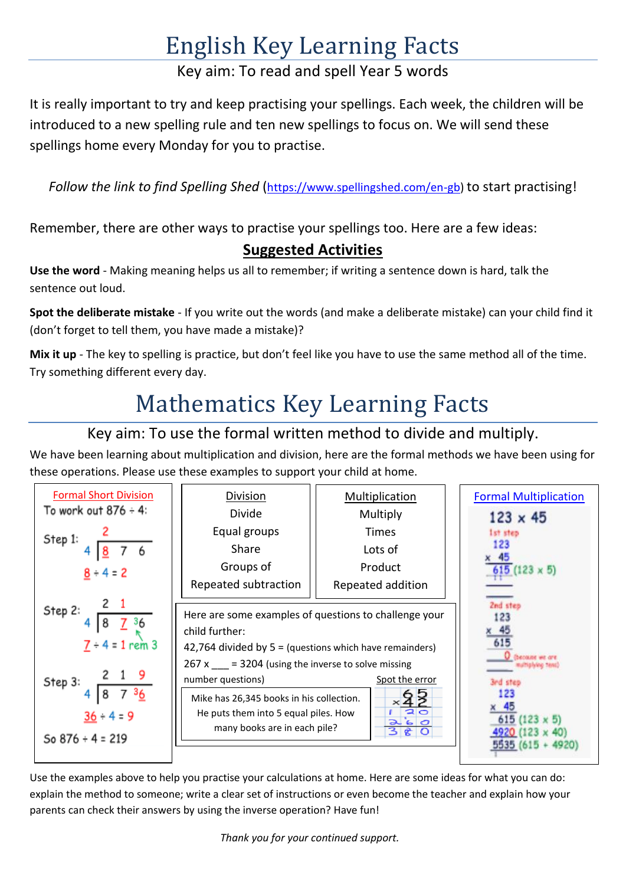# English Key Learning Facts

Key aim: To read and spell Year 5 words

It is really important to try and keep practising your spellings. Each week, the children will be introduced to a new spelling rule and ten new spellings to focus on. We will send these spellings home every Monday for you to practise.

*Follow the link to find Spelling Shed* (https://www.spellingshed.com/en-gb) to start practising!

Remember, there are other ways to practise your spellings too. Here are a few ideas:

## Suggested Activities

**Use the word** - Making meaning helps us all to remember; if writing a sentence down is hard, talk the sentence out loud.

**Spot the deliberate mistake** - If you write out the words (and make a deliberate mistake) can your child find it (don't forget to tell them, you have made a mistake)?

**Mix it up** - The key to spelling is practice, but don't feel like you have to use the same method all of the time. Try something different every day.

# Mathematics Key Learning Facts

Key aim: To use the formal written method to divide and multiply.

We have been learning about multiplication and division, here are the formal methods we have been using for these operations. Please use these examples to support your child at home.

**Formal Short Division**

To work out 876 ÷ 4:

Step 1: 8 ÷ 4 = 2

Step 2: 7 ÷ 4 = 1 rem 3

Step 3: 36 ÷ 4 = 9

So 876 ÷ 4 = 219

| Division | Multiplication |
|---|---|
| Divide | Multiply |
| Equal groups | Times |
| Share | Lots of |
| Groups of | Product |
| Repeated subtraction | Repeated addition |

Here are some examples of questions to challenge your child further:

42,764 divided by 5 = (questions which have remainders)

267 x ___ = 3204 (using the inverse to solve missing number questions)

Mike has 26,345 books in his collection. He puts them into 5 equal piles. How many books are in each pile?

Spot the error

65 × 42: 120, 2600, 3880

**Formal Multiplication**

123 × 45

1st step: 123 × 45 → 615 (123 × 5)

2nd step: 0 (because we are multiplying tens)

3rd step: 615 (123 × 5), 4920 (123 × 40), 5535 (615 + 4920)

Use the examples above to help you practise your calculations at home. Here are some ideas for what you can do: explain the method to someone; write a clear set of instructions or even become the teacher and explain how your parents can check their answers by using the inverse operation? Have fun!

*Thank you for your continued support.*